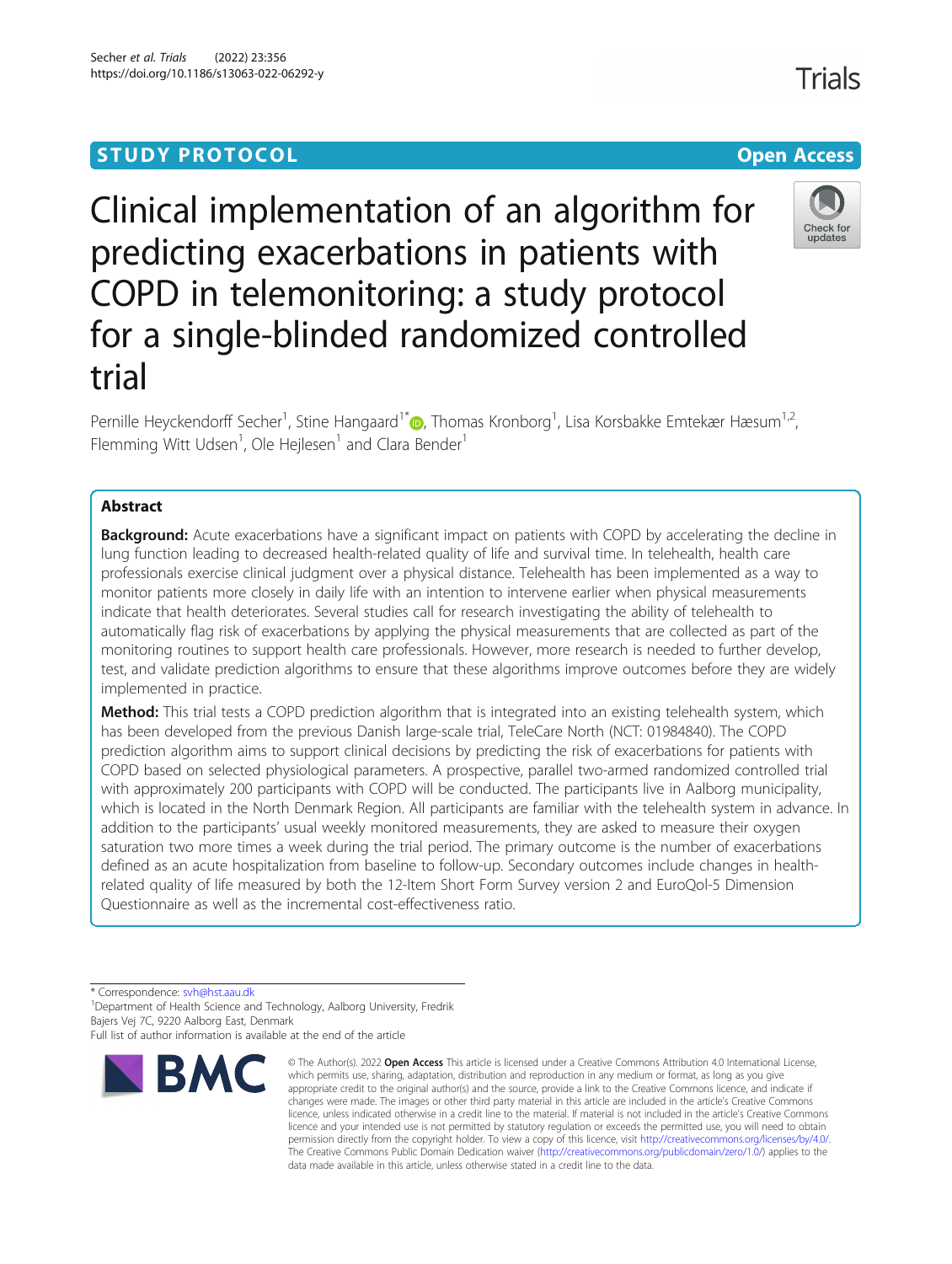STUDY PROTOCOL

Open Access

# Clinical implementation of an algorithm for predicting exacerbations in patients with COPD in telemonitoring: a study protocol for a single-blinded randomized controlled trial

Pernille Heyckendorff Secher[1], Stine Hangaard[1*], Thomas Kronborg[1], Lisa Korsbakke Emtekær Hæsum[1,2], Flemming Witt Udsen[1], Ole Hejlesen[1] and Clara Bender[1]

## Abstract

**Background:** Acute exacerbations have a significant impact on patients with COPD by accelerating the decline in lung function leading to decreased health-related quality of life and survival time. In telehealth, health care professionals exercise clinical judgment over a physical distance. Telehealth has been implemented as a way to monitor patients more closely in daily life with an intention to intervene earlier when physical measurements indicate that health deteriorates. Several studies call for research investigating the ability of telehealth to automatically flag risk of exacerbations by applying the physical measurements that are collected as part of the monitoring routines to support health care professionals. However, more research is needed to further develop, test, and validate prediction algorithms to ensure that these algorithms improve outcomes before they are widely implemented in practice.

**Method:** This trial tests a COPD prediction algorithm that is integrated into an existing telehealth system, which has been developed from the previous Danish large-scale trial, TeleCare North (NCT: 01984840). The COPD prediction algorithm aims to support clinical decisions by predicting the risk of exacerbations for patients with COPD based on selected physiological parameters. A prospective, parallel two-armed randomized controlled trial with approximately 200 participants with COPD will be conducted. The participants live in Aalborg municipality, which is located in the North Denmark Region. All participants are familiar with the telehealth system in advance. In addition to the participants' usual weekly monitored measurements, they are asked to measure their oxygen saturation two more times a week during the trial period. The primary outcome is the number of exacerbations defined as an acute hospitalization from baseline to follow-up. Secondary outcomes include changes in health-related quality of life measured by both the 12-Item Short Form Survey version 2 and EuroQol-5 Dimension Questionnaire as well as the incremental cost-effectiveness ratio.

---

\* Correspondence: svh@hst.aau.dk

[1]Department of Health Science and Technology, Aalborg University, Fredrik Bajers Vej 7C, 9220 Aalborg East, Denmark

Full list of author information is available at the end of the article

© The Author(s). 2022 **Open Access** This article is licensed under a Creative Commons Attribution 4.0 International License, which permits use, sharing, adaptation, distribution and reproduction in any medium or format, as long as you give appropriate credit to the original author(s) and the source, provide a link to the Creative Commons licence, and indicate if changes were made. The images or other third party material in this article are included in the article's Creative Commons licence, unless indicated otherwise in a credit line to the material. If material is not included in the article's Creative Commons licence and your intended use is not permitted by statutory regulation or exceeds the permitted use, you will need to obtain permission directly from the copyright holder. To view a copy of this licence, visit http://creativecommons.org/licenses/by/4.0/. The Creative Commons Public Domain Dedication waiver (http://creativecommons.org/publicdomain/zero/1.0/) applies to the data made available in this article, unless otherwise stated in a credit line to the data.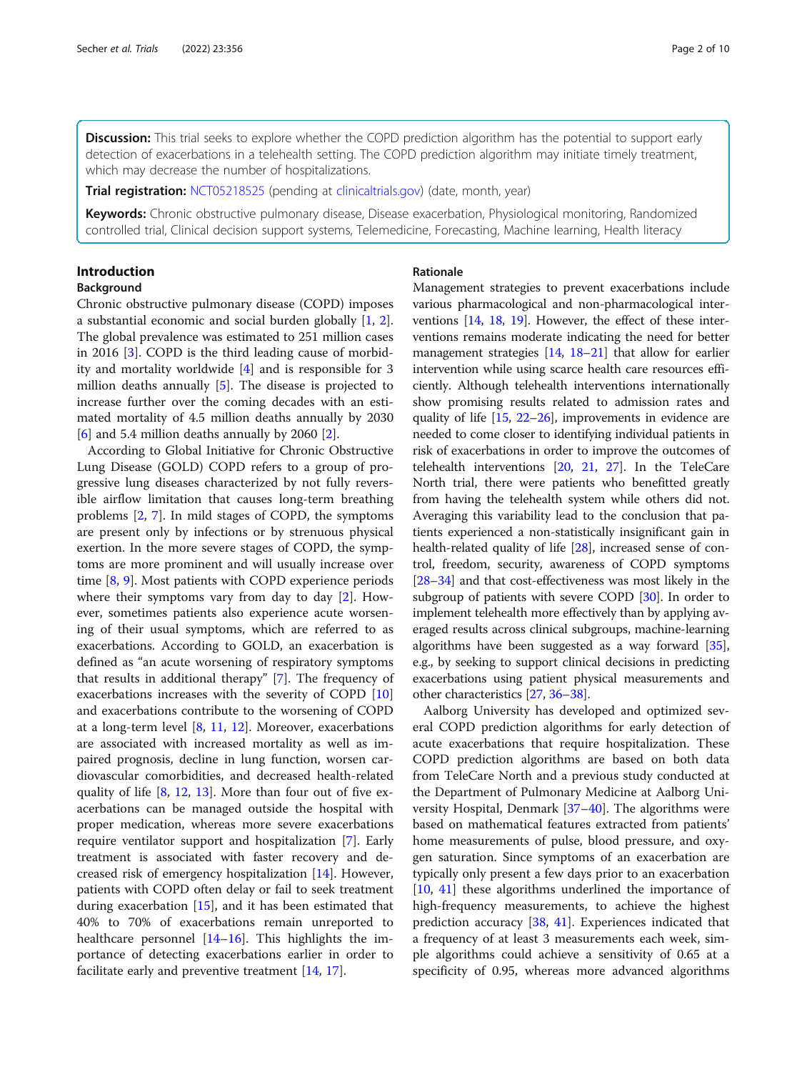**Discussion:** This trial seeks to explore whether the COPD prediction algorithm has the potential to support early detection of exacerbations in a telehealth setting. The COPD prediction algorithm may initiate timely treatment, which may decrease the number of hospitalizations.

**Trial registration:** NCT05218525 (pending at clinicaltrials.gov) (date, month, year)

**Keywords:** Chronic obstructive pulmonary disease, Disease exacerbation, Physiological monitoring, Randomized controlled trial, Clinical decision support systems, Telemedicine, Forecasting, Machine learning, Health literacy

## Introduction

### Background

Chronic obstructive pulmonary disease (COPD) imposes a substantial economic and social burden globally [1, 2]. The global prevalence was estimated to 251 million cases in 2016 [3]. COPD is the third leading cause of morbidity and mortality worldwide [4] and is responsible for 3 million deaths annually [5]. The disease is projected to increase further over the coming decades with an estimated mortality of 4.5 million deaths annually by 2030 [6] and 5.4 million deaths annually by 2060 [2].

According to Global Initiative for Chronic Obstructive Lung Disease (GOLD) COPD refers to a group of progressive lung diseases characterized by not fully reversible airflow limitation that causes long-term breathing problems [2, 7]. In mild stages of COPD, the symptoms are present only by infections or by strenuous physical exertion. In the more severe stages of COPD, the symptoms are more prominent and will usually increase over time [8, 9]. Most patients with COPD experience periods where their symptoms vary from day to day [2]. However, sometimes patients also experience acute worsening of their usual symptoms, which are referred to as exacerbations. According to GOLD, an exacerbation is defined as "an acute worsening of respiratory symptoms that results in additional therapy" [7]. The frequency of exacerbations increases with the severity of COPD [10] and exacerbations contribute to the worsening of COPD at a long-term level [8, 11, 12]. Moreover, exacerbations are associated with increased mortality as well as impaired prognosis, decline in lung function, worsen cardiovascular comorbidities, and decreased health-related quality of life [8, 12, 13]. More than four out of five exacerbations can be managed outside the hospital with proper medication, whereas more severe exacerbations require ventilator support and hospitalization [7]. Early treatment is associated with faster recovery and decreased risk of emergency hospitalization [14]. However, patients with COPD often delay or fail to seek treatment during exacerbation [15], and it has been estimated that 40% to 70% of exacerbations remain unreported to healthcare personnel [14–16]. This highlights the importance of detecting exacerbations earlier in order to facilitate early and preventive treatment [14, 17].

### Rationale

Management strategies to prevent exacerbations include various pharmacological and non-pharmacological interventions [14, 18, 19]. However, the effect of these interventions remains moderate indicating the need for better management strategies [14, 18–21] that allow for earlier intervention while using scarce health care resources efficiently. Although telehealth interventions internationally show promising results related to admission rates and quality of life [15, 22–26], improvements in evidence are needed to come closer to identifying individual patients in risk of exacerbations in order to improve the outcomes of telehealth interventions [20, 21, 27]. In the TeleCare North trial, there were patients who benefitted greatly from having the telehealth system while others did not. Averaging this variability lead to the conclusion that patients experienced a non-statistically insignificant gain in health-related quality of life [28], increased sense of control, freedom, security, awareness of COPD symptoms [28–34] and that cost-effectiveness was most likely in the subgroup of patients with severe COPD [30]. In order to implement telehealth more effectively than by applying averaged results across clinical subgroups, machine-learning algorithms have been suggested as a way forward [35], e.g., by seeking to support clinical decisions in predicting exacerbations using patient physical measurements and other characteristics [27, 36–38].

Aalborg University has developed and optimized several COPD prediction algorithms for early detection of acute exacerbations that require hospitalization. These COPD prediction algorithms are based on both data from TeleCare North and a previous study conducted at the Department of Pulmonary Medicine at Aalborg University Hospital, Denmark [37–40]. The algorithms were based on mathematical features extracted from patients' home measurements of pulse, blood pressure, and oxygen saturation. Since symptoms of an exacerbation are typically only present a few days prior to an exacerbation [10, 41] these algorithms underlined the importance of high-frequency measurements, to achieve the highest prediction accuracy [38, 41]. Experiences indicated that a frequency of at least 3 measurements each week, simple algorithms could achieve a sensitivity of 0.65 at a specificity of 0.95, whereas more advanced algorithms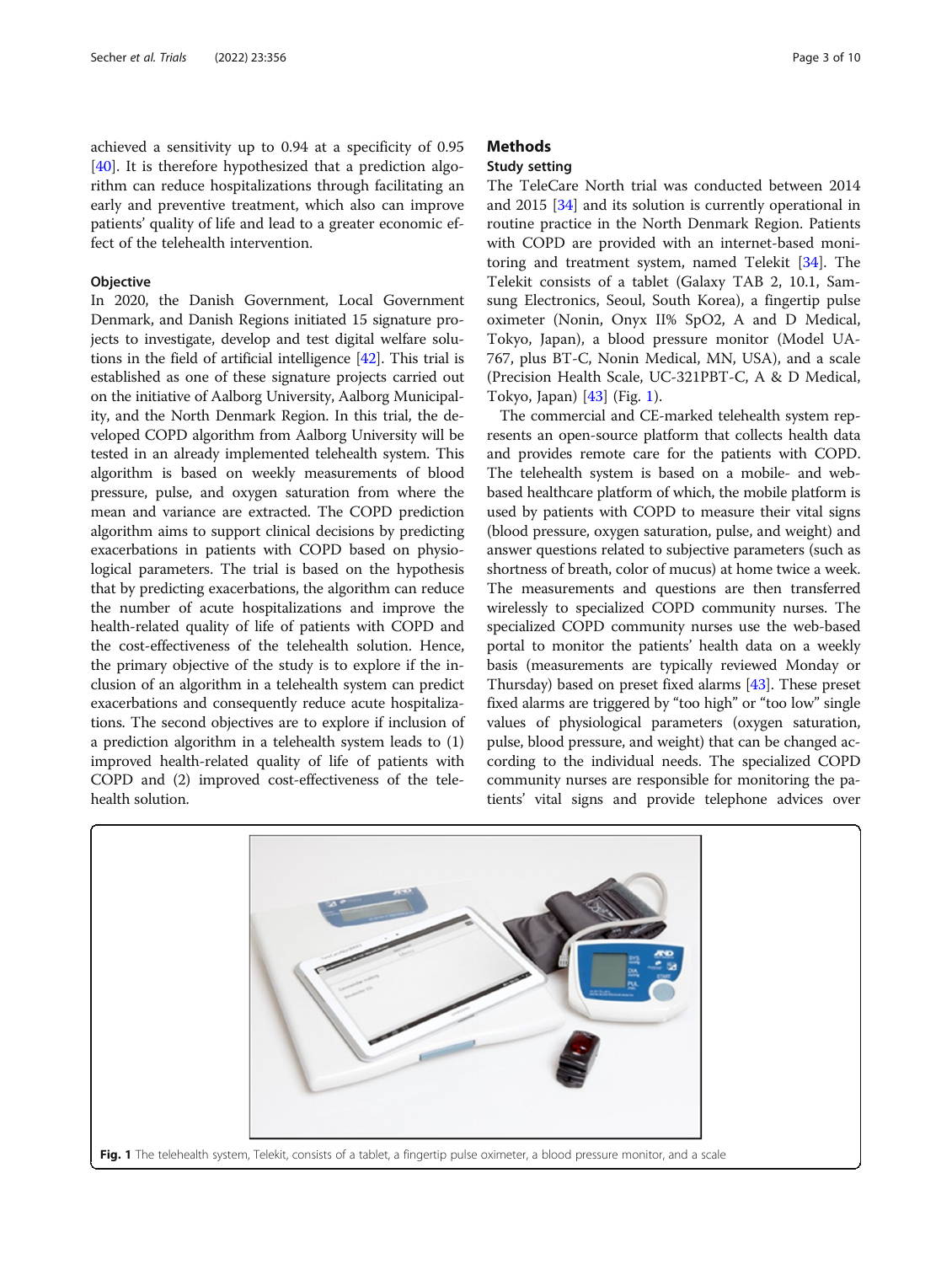achieved a sensitivity up to 0.94 at a specificity of 0.95 [40]. It is therefore hypothesized that a prediction algorithm can reduce hospitalizations through facilitating an early and preventive treatment, which also can improve patients' quality of life and lead to a greater economic effect of the telehealth intervention.

### Objective

In 2020, the Danish Government, Local Government Denmark, and Danish Regions initiated 15 signature projects to investigate, develop and test digital welfare solutions in the field of artificial intelligence [42]. This trial is established as one of these signature projects carried out on the initiative of Aalborg University, Aalborg Municipality, and the North Denmark Region. In this trial, the developed COPD algorithm from Aalborg University will be tested in an already implemented telehealth system. This algorithm is based on weekly measurements of blood pressure, pulse, and oxygen saturation from where the mean and variance are extracted. The COPD prediction algorithm aims to support clinical decisions by predicting exacerbations in patients with COPD based on physiological parameters. The trial is based on the hypothesis that by predicting exacerbations, the algorithm can reduce the number of acute hospitalizations and improve the health-related quality of life of patients with COPD and the cost-effectiveness of the telehealth solution. Hence, the primary objective of the study is to explore if the inclusion of an algorithm in a telehealth system can predict exacerbations and consequently reduce acute hospitalizations. The second objectives are to explore if inclusion of a prediction algorithm in a telehealth system leads to (1) improved health-related quality of life of patients with COPD and (2) improved cost-effectiveness of the telehealth solution.

## Methods

### Study setting

The TeleCare North trial was conducted between 2014 and 2015 [34] and its solution is currently operational in routine practice in the North Denmark Region. Patients with COPD are provided with an internet-based monitoring and treatment system, named Telekit [34]. The Telekit consists of a tablet (Galaxy TAB 2, 10.1, Samsung Electronics, Seoul, South Korea), a fingertip pulse oximeter (Nonin, Onyx II% SpO2, A and D Medical, Tokyo, Japan), a blood pressure monitor (Model UA-767, plus BT-C, Nonin Medical, MN, USA), and a scale (Precision Health Scale, UC-321PBT-C, A & D Medical, Tokyo, Japan) [43] (Fig. 1).

The commercial and CE-marked telehealth system represents an open-source platform that collects health data and provides remote care for the patients with COPD. The telehealth system is based on a mobile- and web-based healthcare platform of which, the mobile platform is used by patients with COPD to measure their vital signs (blood pressure, oxygen saturation, pulse, and weight) and answer questions related to subjective parameters (such as shortness of breath, color of mucus) at home twice a week. The measurements and questions are then transferred wirelessly to specialized COPD community nurses. The specialized COPD community nurses use the web-based portal to monitor the patients' health data on a weekly basis (measurements are typically reviewed Monday or Thursday) based on preset fixed alarms [43]. These preset fixed alarms are triggered by "too high" or "too low" single values of physiological parameters (oxygen saturation, pulse, blood pressure, and weight) that can be changed according to the individual needs. The specialized COPD community nurses are responsible for monitoring the patients' vital signs and provide telephone advices over

**Fig. 1** The telehealth system, Telekit, consists of a tablet, a fingertip pulse oximeter, a blood pressure monitor, and a scale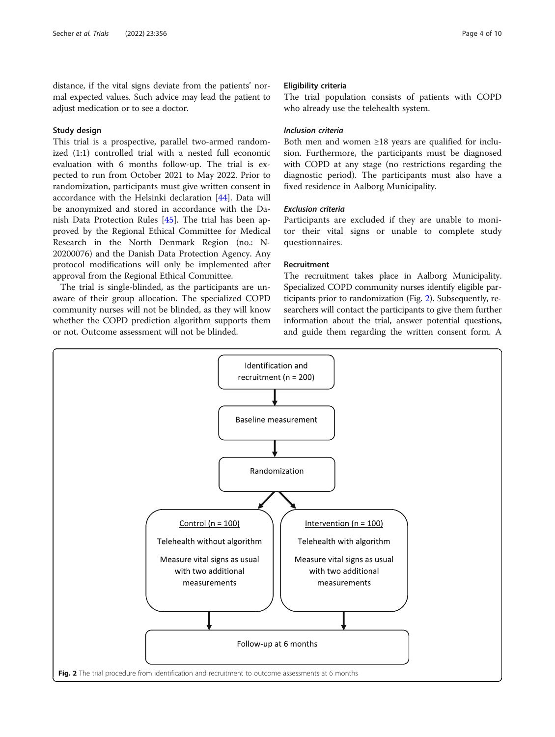distance, if the vital signs deviate from the patients' normal expected values. Such advice may lead the patient to adjust medication or to see a doctor.

## Study design

This trial is a prospective, parallel two-armed randomized (1:1) controlled trial with a nested full economic evaluation with 6 months follow-up. The trial is expected to run from October 2021 to May 2022. Prior to randomization, participants must give written consent in accordance with the Helsinki declaration [44]. Data will be anonymized and stored in accordance with the Danish Data Protection Rules [45]. The trial has been approved by the Regional Ethical Committee for Medical Research in the North Denmark Region (no.: N-20200076) and the Danish Data Protection Agency. Any protocol modifications will only be implemented after approval from the Regional Ethical Committee.

The trial is single-blinded, as the participants are unaware of their group allocation. The specialized COPD community nurses will not be blinded, as they will know whether the COPD prediction algorithm supports them or not. Outcome assessment will not be blinded.

## Eligibility criteria

The trial population consists of patients with COPD who already use the telehealth system.

### *Inclusion criteria*

Both men and women ≥18 years are qualified for inclusion. Furthermore, the participants must be diagnosed with COPD at any stage (no restrictions regarding the diagnostic period). The participants must also have a fixed residence in Aalborg Municipality.

### *Exclusion criteria*

Participants are excluded if they are unable to monitor their vital signs or unable to complete study questionnaires.

## Recruitment

The recruitment takes place in Aalborg Municipality. Specialized COPD community nurses identify eligible participants prior to randomization (Fig. 2). Subsequently, researchers will contact the participants to give them further information about the trial, answer potential questions, and guide them regarding the written consent form. A

Identification and recruitment (n = 200)

Baseline measurement

Randomization

Control (n = 100)
Telehealth without algorithm
Measure vital signs as usual with two additional measurements

Intervention (n = 100)
Telehealth with algorithm
Measure vital signs as usual with two additional measurements

Follow-up at 6 months

**Fig. 2** The trial procedure from identification and recruitment to outcome assessments at 6 months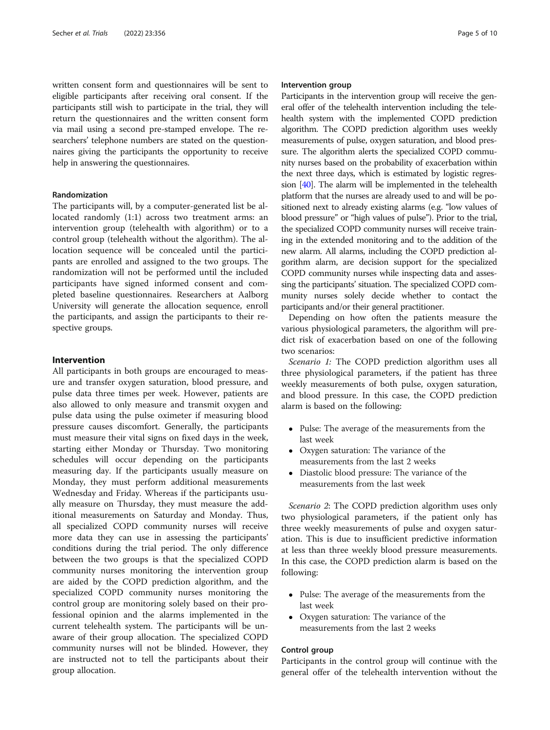written consent form and questionnaires will be sent to eligible participants after receiving oral consent. If the participants still wish to participate in the trial, they will return the questionnaires and the written consent form via mail using a second pre-stamped envelope. The researchers' telephone numbers are stated on the questionnaires giving the participants the opportunity to receive help in answering the questionnaires.

### Randomization

The participants will, by a computer-generated list be allocated randomly (1:1) across two treatment arms: an intervention group (telehealth with algorithm) or to a control group (telehealth without the algorithm). The allocation sequence will be concealed until the participants are enrolled and assigned to the two groups. The randomization will not be performed until the included participants have signed informed consent and completed baseline questionnaires. Researchers at Aalborg University will generate the allocation sequence, enroll the participants, and assign the participants to their respective groups.

## Intervention

All participants in both groups are encouraged to measure and transfer oxygen saturation, blood pressure, and pulse data three times per week. However, patients are also allowed to only measure and transmit oxygen and pulse data using the pulse oximeter if measuring blood pressure causes discomfort. Generally, the participants must measure their vital signs on fixed days in the week, starting either Monday or Thursday. Two monitoring schedules will occur depending on the participants measuring day. If the participants usually measure on Monday, they must perform additional measurements Wednesday and Friday. Whereas if the participants usually measure on Thursday, they must measure the additional measurements on Saturday and Monday. Thus, all specialized COPD community nurses will receive more data they can use in assessing the participants' conditions during the trial period. The only difference between the two groups is that the specialized COPD community nurses monitoring the intervention group are aided by the COPD prediction algorithm, and the specialized COPD community nurses monitoring the control group are monitoring solely based on their professional opinion and the alarms implemented in the current telehealth system. The participants will be unaware of their group allocation. The specialized COPD community nurses will not be blinded. However, they are instructed not to tell the participants about their group allocation.

### Intervention group

Participants in the intervention group will receive the general offer of the telehealth intervention including the telehealth system with the implemented COPD prediction algorithm. The COPD prediction algorithm uses weekly measurements of pulse, oxygen saturation, and blood pressure. The algorithm alerts the specialized COPD community nurses based on the probability of exacerbation within the next three days, which is estimated by logistic regression [40]. The alarm will be implemented in the telehealth platform that the nurses are already used to and will be positioned next to already existing alarms (e.g. "low values of blood pressure" or "high values of pulse"). Prior to the trial, the specialized COPD community nurses will receive training in the extended monitoring and to the addition of the new alarm. All alarms, including the COPD prediction algorithm alarm, are decision support for the specialized COPD community nurses while inspecting data and assessing the participants' situation. The specialized COPD community nurses solely decide whether to contact the participants and/or their general practitioner.

Depending on how often the patients measure the various physiological parameters, the algorithm will predict risk of exacerbation based on one of the following two scenarios:

*Scenario 1:* The COPD prediction algorithm uses all three physiological parameters, if the patient has three weekly measurements of both pulse, oxygen saturation, and blood pressure. In this case, the COPD prediction alarm is based on the following:

- Pulse: The average of the measurements from the last week
- Oxygen saturation: The variance of the measurements from the last 2 weeks
- Diastolic blood pressure: The variance of the measurements from the last week

*Scenario 2*: The COPD prediction algorithm uses only two physiological parameters, if the patient only has three weekly measurements of pulse and oxygen saturation. This is due to insufficient predictive information at less than three weekly blood pressure measurements. In this case, the COPD prediction alarm is based on the following:

- Pulse: The average of the measurements from the last week
- Oxygen saturation: The variance of the measurements from the last 2 weeks

### Control group

Participants in the control group will continue with the general offer of the telehealth intervention without the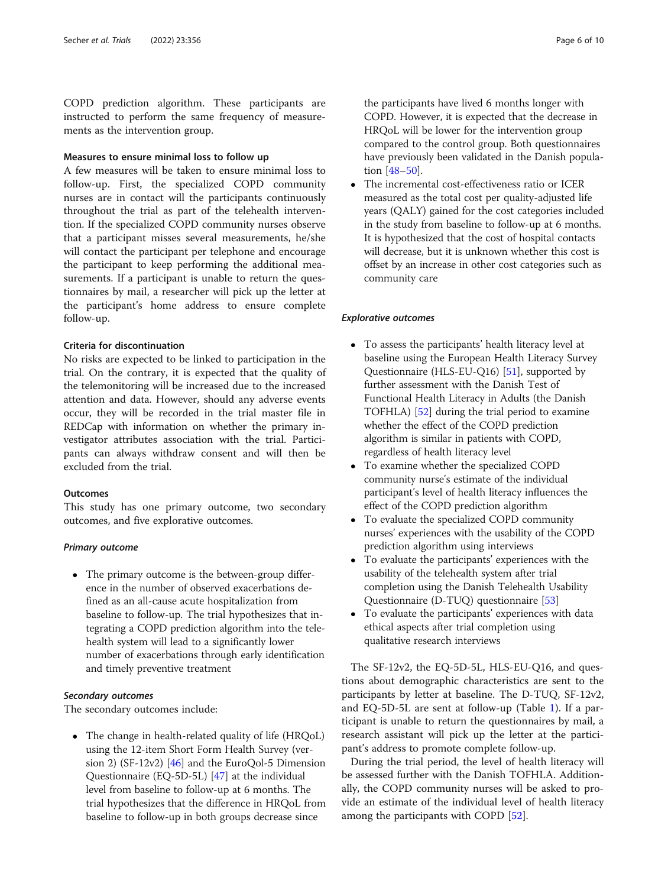COPD prediction algorithm. These participants are instructed to perform the same frequency of measurements as the intervention group.

#### Measures to ensure minimal loss to follow up

A few measures will be taken to ensure minimal loss to follow-up. First, the specialized COPD community nurses are in contact will the participants continuously throughout the trial as part of the telehealth intervention. If the specialized COPD community nurses observe that a participant misses several measurements, he/she will contact the participant per telephone and encourage the participant to keep performing the additional measurements. If a participant is unable to return the questionnaires by mail, a researcher will pick up the letter at the participant's home address to ensure complete follow-up.

#### Criteria for discontinuation

No risks are expected to be linked to participation in the trial. On the contrary, it is expected that the quality of the telemonitoring will be increased due to the increased attention and data. However, should any adverse events occur, they will be recorded in the trial master file in REDCap with information on whether the primary investigator attributes association with the trial. Participants can always withdraw consent and will then be excluded from the trial.

#### Outcomes

This study has one primary outcome, two secondary outcomes, and five explorative outcomes.

##### *Primary outcome*

- The primary outcome is the between-group difference in the number of observed exacerbations defined as an all-cause acute hospitalization from baseline to follow-up. The trial hypothesizes that integrating a COPD prediction algorithm into the telehealth system will lead to a significantly lower number of exacerbations through early identification and timely preventive treatment

##### *Secondary outcomes*

The secondary outcomes include:

- The change in health-related quality of life (HRQoL) using the 12-item Short Form Health Survey (version 2) (SF-12v2) [46] and the EuroQol-5 Dimension Questionnaire (EQ-5D-5L) [47] at the individual level from baseline to follow-up at 6 months. The trial hypothesizes that the difference in HRQoL from baseline to follow-up in both groups decrease since the participants have lived 6 months longer with COPD. However, it is expected that the decrease in HRQoL will be lower for the intervention group compared to the control group. Both questionnaires have previously been validated in the Danish population [48–50].
- The incremental cost-effectiveness ratio or ICER measured as the total cost per quality-adjusted life years (QALY) gained for the cost categories included in the study from baseline to follow-up at 6 months. It is hypothesized that the cost of hospital contacts will decrease, but it is unknown whether this cost is offset by an increase in other cost categories such as community care

##### *Explorative outcomes*

- To assess the participants' health literacy level at baseline using the European Health Literacy Survey Questionnaire (HLS-EU-Q16) [51], supported by further assessment with the Danish Test of Functional Health Literacy in Adults (the Danish TOFHLA) [52] during the trial period to examine whether the effect of the COPD prediction algorithm is similar in patients with COPD, regardless of health literacy level
- To examine whether the specialized COPD community nurse's estimate of the individual participant's level of health literacy influences the effect of the COPD prediction algorithm
- To evaluate the specialized COPD community nurses' experiences with the usability of the COPD prediction algorithm using interviews
- To evaluate the participants' experiences with the usability of the telehealth system after trial completion using the Danish Telehealth Usability Questionnaire (D-TUQ) questionnaire [53]
- To evaluate the participants' experiences with data ethical aspects after trial completion using qualitative research interviews

The SF-12v2, the EQ-5D-5L, HLS-EU-Q16, and questions about demographic characteristics are sent to the participants by letter at baseline. The D-TUQ, SF-12v2, and EQ-5D-5L are sent at follow-up (Table 1). If a participant is unable to return the questionnaires by mail, a research assistant will pick up the letter at the participant's address to promote complete follow-up.

During the trial period, the level of health literacy will be assessed further with the Danish TOFHLA. Additionally, the COPD community nurses will be asked to provide an estimate of the individual level of health literacy among the participants with COPD [52].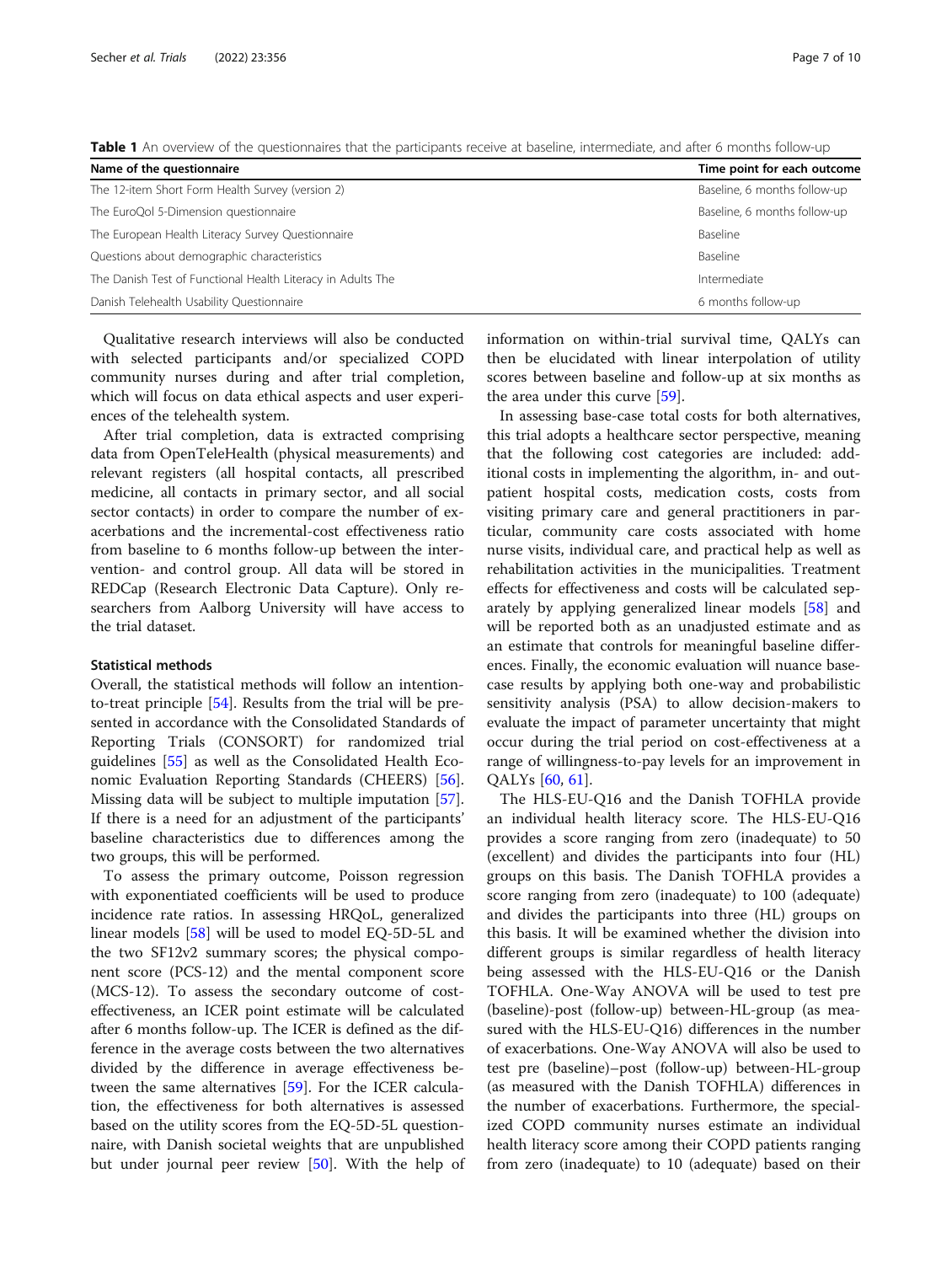**Table 1** An overview of the questionnaires that the participants receive at baseline, intermediate, and after 6 months follow-up

| Name of the questionnaire | Time point for each outcome |
|---|---|
| The 12-item Short Form Health Survey (version 2) | Baseline, 6 months follow-up |
| The EuroQol 5-Dimension questionnaire | Baseline, 6 months follow-up |
| The European Health Literacy Survey Questionnaire | Baseline |
| Questions about demographic characteristics | Baseline |
| The Danish Test of Functional Health Literacy in Adults The | Intermediate |
| Danish Telehealth Usability Questionnaire | 6 months follow-up |

Qualitative research interviews will also be conducted with selected participants and/or specialized COPD community nurses during and after trial completion, which will focus on data ethical aspects and user experiences of the telehealth system.

After trial completion, data is extracted comprising data from OpenTeleHealth (physical measurements) and relevant registers (all hospital contacts, all prescribed medicine, all contacts in primary sector, and all social sector contacts) in order to compare the number of exacerbations and the incremental-cost effectiveness ratio from baseline to 6 months follow-up between the intervention- and control group. All data will be stored in REDCap (Research Electronic Data Capture). Only researchers from Aalborg University will have access to the trial dataset.

#### Statistical methods

Overall, the statistical methods will follow an intention-to-treat principle [54]. Results from the trial will be presented in accordance with the Consolidated Standards of Reporting Trials (CONSORT) for randomized trial guidelines [55] as well as the Consolidated Health Economic Evaluation Reporting Standards (CHEERS) [56]. Missing data will be subject to multiple imputation [57]. If there is a need for an adjustment of the participants' baseline characteristics due to differences among the two groups, this will be performed.

To assess the primary outcome, Poisson regression with exponentiated coefficients will be used to produce incidence rate ratios. In assessing HRQoL, generalized linear models [58] will be used to model EQ-5D-5L and the two SF12v2 summary scores; the physical component score (PCS-12) and the mental component score (MCS-12). To assess the secondary outcome of cost-effectiveness, an ICER point estimate will be calculated after 6 months follow-up. The ICER is defined as the difference in the average costs between the two alternatives divided by the difference in average effectiveness between the same alternatives [59]. For the ICER calculation, the effectiveness for both alternatives is assessed based on the utility scores from the EQ-5D-5L questionnaire, with Danish societal weights that are unpublished but under journal peer review [50]. With the help of information on within-trial survival time, QALYs can then be elucidated with linear interpolation of utility scores between baseline and follow-up at six months as the area under this curve [59].

In assessing base-case total costs for both alternatives, this trial adopts a healthcare sector perspective, meaning that the following cost categories are included: additional costs in implementing the algorithm, in- and outpatient hospital costs, medication costs, costs from visiting primary care and general practitioners in particular, community care costs associated with home nurse visits, individual care, and practical help as well as rehabilitation activities in the municipalities. Treatment effects for effectiveness and costs will be calculated separately by applying generalized linear models [58] and will be reported both as an unadjusted estimate and as an estimate that controls for meaningful baseline differences. Finally, the economic evaluation will nuance base-case results by applying both one-way and probabilistic sensitivity analysis (PSA) to allow decision-makers to evaluate the impact of parameter uncertainty that might occur during the trial period on cost-effectiveness at a range of willingness-to-pay levels for an improvement in QALYs [60, 61].

The HLS-EU-Q16 and the Danish TOFHLA provide an individual health literacy score. The HLS-EU-Q16 provides a score ranging from zero (inadequate) to 50 (excellent) and divides the participants into four (HL) groups on this basis. The Danish TOFHLA provides a score ranging from zero (inadequate) to 100 (adequate) and divides the participants into three (HL) groups on this basis. It will be examined whether the division into different groups is similar regardless of health literacy being assessed with the HLS-EU-Q16 or the Danish TOFHLA. One-Way ANOVA will be used to test pre (baseline)-post (follow-up) between-HL-group (as measured with the HLS-EU-Q16) differences in the number of exacerbations. One-Way ANOVA will also be used to test pre (baseline)–post (follow-up) between-HL-group (as measured with the Danish TOFHLA) differences in the number of exacerbations. Furthermore, the specialized COPD community nurses estimate an individual health literacy score among their COPD patients ranging from zero (inadequate) to 10 (adequate) based on their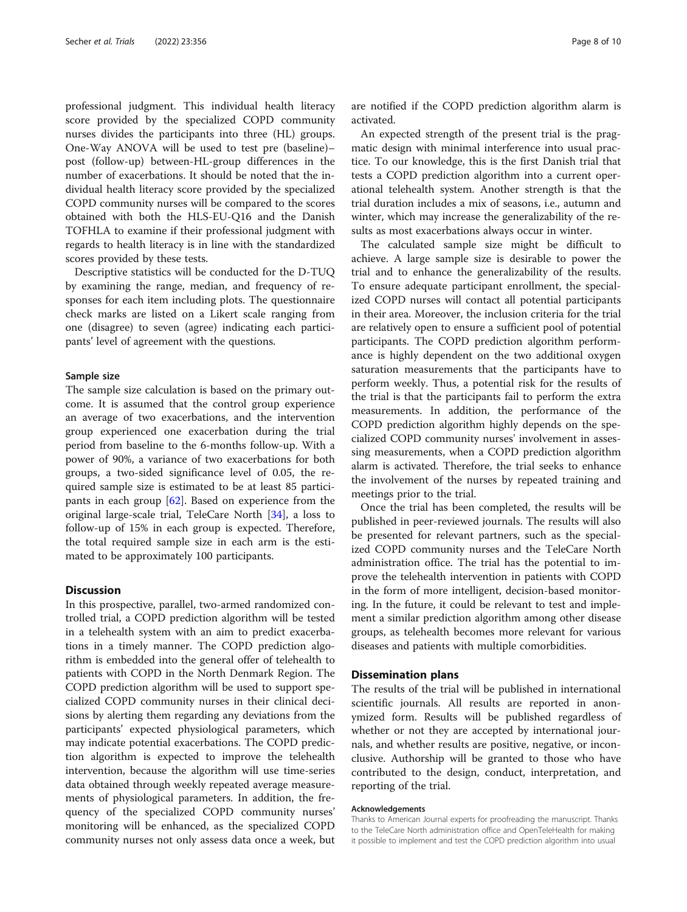professional judgment. This individual health literacy score provided by the specialized COPD community nurses divides the participants into three (HL) groups. One-Way ANOVA will be used to test pre (baseline)–post (follow-up) between-HL-group differences in the number of exacerbations. It should be noted that the individual health literacy score provided by the specialized COPD community nurses will be compared to the scores obtained with both the HLS-EU-Q16 and the Danish TOFHLA to examine if their professional judgment with regards to health literacy is in line with the standardized scores provided by these tests.

Descriptive statistics will be conducted for the D-TUQ by examining the range, median, and frequency of responses for each item including plots. The questionnaire check marks are listed on a Likert scale ranging from one (disagree) to seven (agree) indicating each participants' level of agreement with the questions.

### Sample size

The sample size calculation is based on the primary outcome. It is assumed that the control group experience an average of two exacerbations, and the intervention group experienced one exacerbation during the trial period from baseline to the 6-months follow-up. With a power of 90%, a variance of two exacerbations for both groups, a two-sided significance level of 0.05, the required sample size is estimated to be at least 85 participants in each group [62]. Based on experience from the original large-scale trial, TeleCare North [34], a loss to follow-up of 15% in each group is expected. Therefore, the total required sample size in each arm is the estimated to be approximately 100 participants.

## Discussion

In this prospective, parallel, two-armed randomized controlled trial, a COPD prediction algorithm will be tested in a telehealth system with an aim to predict exacerbations in a timely manner. The COPD prediction algorithm is embedded into the general offer of telehealth to patients with COPD in the North Denmark Region. The COPD prediction algorithm will be used to support specialized COPD community nurses in their clinical decisions by alerting them regarding any deviations from the participants' expected physiological parameters, which may indicate potential exacerbations. The COPD prediction algorithm is expected to improve the telehealth intervention, because the algorithm will use time-series data obtained through weekly repeated average measurements of physiological parameters. In addition, the frequency of the specialized COPD community nurses' monitoring will be enhanced, as the specialized COPD community nurses not only assess data once a week, but are notified if the COPD prediction algorithm alarm is activated.

An expected strength of the present trial is the pragmatic design with minimal interference into usual practice. To our knowledge, this is the first Danish trial that tests a COPD prediction algorithm into a current operational telehealth system. Another strength is that the trial duration includes a mix of seasons, i.e., autumn and winter, which may increase the generalizability of the results as most exacerbations always occur in winter.

The calculated sample size might be difficult to achieve. A large sample size is desirable to power the trial and to enhance the generalizability of the results. To ensure adequate participant enrollment, the specialized COPD nurses will contact all potential participants in their area. Moreover, the inclusion criteria for the trial are relatively open to ensure a sufficient pool of potential participants. The COPD prediction algorithm performance is highly dependent on the two additional oxygen saturation measurements that the participants have to perform weekly. Thus, a potential risk for the results of the trial is that the participants fail to perform the extra measurements. In addition, the performance of the COPD prediction algorithm highly depends on the specialized COPD community nurses' involvement in assessing measurements, when a COPD prediction algorithm alarm is activated. Therefore, the trial seeks to enhance the involvement of the nurses by repeated training and meetings prior to the trial.

Once the trial has been completed, the results will be published in peer-reviewed journals. The results will also be presented for relevant partners, such as the specialized COPD community nurses and the TeleCare North administration office. The trial has the potential to improve the telehealth intervention in patients with COPD in the form of more intelligent, decision-based monitoring. In the future, it could be relevant to test and implement a similar prediction algorithm among other disease groups, as telehealth becomes more relevant for various diseases and patients with multiple comorbidities.

## Dissemination plans

The results of the trial will be published in international scientific journals. All results are reported in anonymized form. Results will be published regardless of whether or not they are accepted by international journals, and whether results are positive, negative, or inconclusive. Authorship will be granted to those who have contributed to the design, conduct, interpretation, and reporting of the trial.

#### Acknowledgements

Thanks to American Journal experts for proofreading the manuscript. Thanks to the TeleCare North administration office and OpenTeleHealth for making it possible to implement and test the COPD prediction algorithm into usual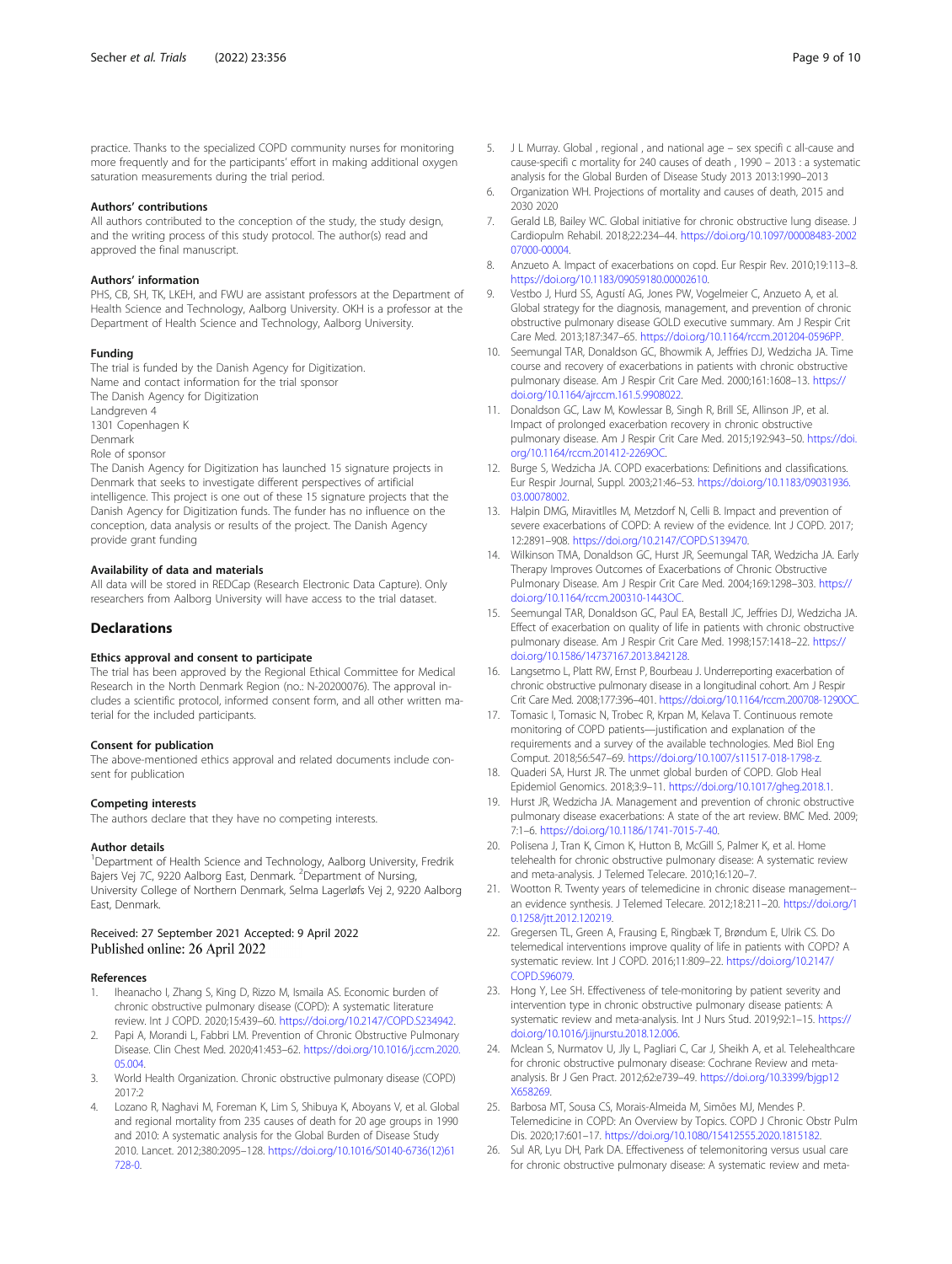practice. Thanks to the specialized COPD community nurses for monitoring more frequently and for the participants' effort in making additional oxygen saturation measurements during the trial period.

### Authors' contributions

All authors contributed to the conception of the study, the study design, and the writing process of this study protocol. The author(s) read and approved the final manuscript.

### Authors' information

PHS, CB, SH, TK, LKEH, and FWU are assistant professors at the Department of Health Science and Technology, Aalborg University. OKH is a professor at the Department of Health Science and Technology, Aalborg University.

### Funding

The trial is funded by the Danish Agency for Digitization.
Name and contact information for the trial sponsor
The Danish Agency for Digitization
Landgreven 4
1301 Copenhagen K
Denmark
Role of sponsor
The Danish Agency for Digitization has launched 15 signature projects in Denmark that seeks to investigate different perspectives of artificial intelligence. This project is one out of these 15 signature projects that the Danish Agency for Digitization funds. The funder has no influence on the conception, data analysis or results of the project. The Danish Agency provide grant funding

### Availability of data and materials

All data will be stored in REDCap (Research Electronic Data Capture). Only researchers from Aalborg University will have access to the trial dataset.

## Declarations

### Ethics approval and consent to participate

The trial has been approved by the Regional Ethical Committee for Medical Research in the North Denmark Region (no.: N-20200076). The approval includes a scientific protocol, informed consent form, and all other written material for the included participants.

### Consent for publication

The above-mentioned ethics approval and related documents include consent for publication

### Competing interests

The authors declare that they have no competing interests.

### Author details

[1]Department of Health Science and Technology, Aalborg University, Fredrik Bajers Vej 7C, 9220 Aalborg East, Denmark. [2]Department of Nursing, University College of Northern Denmark, Selma Lagerløfs Vej 2, 9220 Aalborg East, Denmark.

Received: 27 September 2021 Accepted: 9 April 2022
Published online: 26 April 2022

### References

1. Iheanacho I, Zhang S, King D, Rizzo M, Ismaila AS. Economic burden of chronic obstructive pulmonary disease (COPD): A systematic literature review. Int J COPD. 2020;15:439–60. https://doi.org/10.2147/COPD.S234942.
2. Papi A, Morandi L, Fabbri LM. Prevention of Chronic Obstructive Pulmonary Disease. Clin Chest Med. 2020;41:453–62. https://doi.org/10.1016/j.ccm.2020.05.004.
3. World Health Organization. Chronic obstructive pulmonary disease (COPD) 2017:2
4. Lozano R, Naghavi M, Foreman K, Lim S, Shibuya K, Aboyans V, et al. Global and regional mortality from 235 causes of death for 20 age groups in 1990 and 2010: A systematic analysis for the Global Burden of Disease Study 2010. Lancet. 2012;380:2095–128. https://doi.org/10.1016/S0140-6736(12)61728-0.
5. J L Murray. Global , regional , and national age – sex specifi c all-cause and cause-specifi c mortality for 240 causes of death , 1990 – 2013 : a systematic analysis for the Global Burden of Disease Study 2013 2013:1990–2013
6. Organization WH. Projections of mortality and causes of death, 2015 and 2030 2020
7. Gerald LB, Bailey WC. Global initiative for chronic obstructive lung disease. J Cardiopulm Rehabil. 2018;22:234–44. https://doi.org/10.1097/00008483-200207000-00004.
8. Anzueto A. Impact of exacerbations on copd. Eur Respir Rev. 2010;19:113–8. https://doi.org/10.1183/09059180.00002610.
9. Vestbo J, Hurd SS, Agustí AG, Jones PW, Vogelmeier C, Anzueto A, et al. Global strategy for the diagnosis, management, and prevention of chronic obstructive pulmonary disease GOLD executive summary. Am J Respir Crit Care Med. 2013;187:347–65. https://doi.org/10.1164/rccm.201204-0596PP.
10. Seemungal TAR, Donaldson GC, Bhowmik A, Jeffries DJ, Wedzicha JA. Time course and recovery of exacerbations in patients with chronic obstructive pulmonary disease. Am J Respir Crit Care Med. 2000;161:1608–13. https://doi.org/10.1164/ajrccm.161.5.9908022.
11. Donaldson GC, Law M, Kowlessar B, Singh R, Brill SE, Allinson JP, et al. Impact of prolonged exacerbation recovery in chronic obstructive pulmonary disease. Am J Respir Crit Care Med. 2015;192:943–50. https://doi.org/10.1164/rccm.201412-2269OC.
12. Burge S, Wedzicha JA. COPD exacerbations: Definitions and classifications. Eur Respir Journal, Suppl. 2003;21:46–53. https://doi.org/10.1183/09031936.03.00078002.
13. Halpin DMG, Miravitlles M, Metzdorf N, Celli B. Impact and prevention of severe exacerbations of COPD: A review of the evidence. Int J COPD. 2017;12:2891–908. https://doi.org/10.2147/COPD.S139470.
14. Wilkinson TMA, Donaldson GC, Hurst JR, Seemungal TAR, Wedzicha JA. Early Therapy Improves Outcomes of Exacerbations of Chronic Obstructive Pulmonary Disease. Am J Respir Crit Care Med. 2004;169:1298–303. https://doi.org/10.1164/rccm.200310-1443OC.
15. Seemungal TAR, Donaldson GC, Paul EA, Bestall JC, Jeffries DJ, Wedzicha JA. Effect of exacerbation on quality of life in patients with chronic obstructive pulmonary disease. Am J Respir Crit Care Med. 1998;157:1418–22. https://doi.org/10.1586/14737167.2013.842128.
16. Langsetmo L, Platt RW, Ernst P, Bourbeau J. Underreporting exacerbation of chronic obstructive pulmonary disease in a longitudinal cohort. Am J Respir Crit Care Med. 2008;177:396–401. https://doi.org/10.1164/rccm.200708-1290OC.
17. Tomasic I, Tomasic N, Trobec R, Krpan M, Kelava T. Continuous remote monitoring of COPD patients—justification and explanation of the requirements and a survey of the available technologies. Med Biol Eng Comput. 2018;56:547–69. https://doi.org/10.1007/s11517-018-1798-z.
18. Quaderi SA, Hurst JR. The unmet global burden of COPD. Glob Heal Epidemiol Genomics. 2018;3:9–11. https://doi.org/10.1017/gheg.2018.1.
19. Hurst JR, Wedzicha JA. Management and prevention of chronic obstructive pulmonary disease exacerbations: A state of the art review. BMC Med. 2009;7:1–6. https://doi.org/10.1186/1741-7015-7-40.
20. Polisena J, Tran K, Cimon K, Hutton B, McGill S, Palmer K, et al. Home telehealth for chronic obstructive pulmonary disease: A systematic review and meta-analysis. J Telemed Telecare. 2010;16:120–7.
21. Wootton R. Twenty years of telemedicine in chronic disease management--an evidence synthesis. J Telemed Telecare. 2012;18:211–20. https://doi.org/10.1258/jtt.2012.120219.
22. Gregersen TL, Green A, Frausing E, Ringbæk T, Brøndum E, Ulrik CS. Do telemedical interventions improve quality of life in patients with COPD? A systematic review. Int J COPD. 2016;11:809–22. https://doi.org/10.2147/COPD.S96079.
23. Hong Y, Lee SH. Effectiveness of tele-monitoring by patient severity and intervention type in chronic obstructive pulmonary disease patients: A systematic review and meta-analysis. Int J Nurs Stud. 2019;92:1–15. https://doi.org/10.1016/j.ijnurstu.2018.12.006.
24. Mclean S, Nurmatov U, Jly L, Pagliari C, Car J, Sheikh A, et al. Telehealthcare for chronic obstructive pulmonary disease: Cochrane Review and meta-analysis. Br J Gen Pract. 2012;62:e739–49. https://doi.org/10.3399/bjgp12X658269.
25. Barbosa MT, Sousa CS, Morais-Almeida M, Simões MJ, Mendes P. Telemedicine in COPD: An Overview by Topics. COPD J Chronic Obstr Pulm Dis. 2020;17:601–17. https://doi.org/10.1080/15412555.2020.1815182.
26. Sul AR, Lyu DH, Park DA. Effectiveness of telemonitoring versus usual care for chronic obstructive pulmonary disease: A systematic review and meta-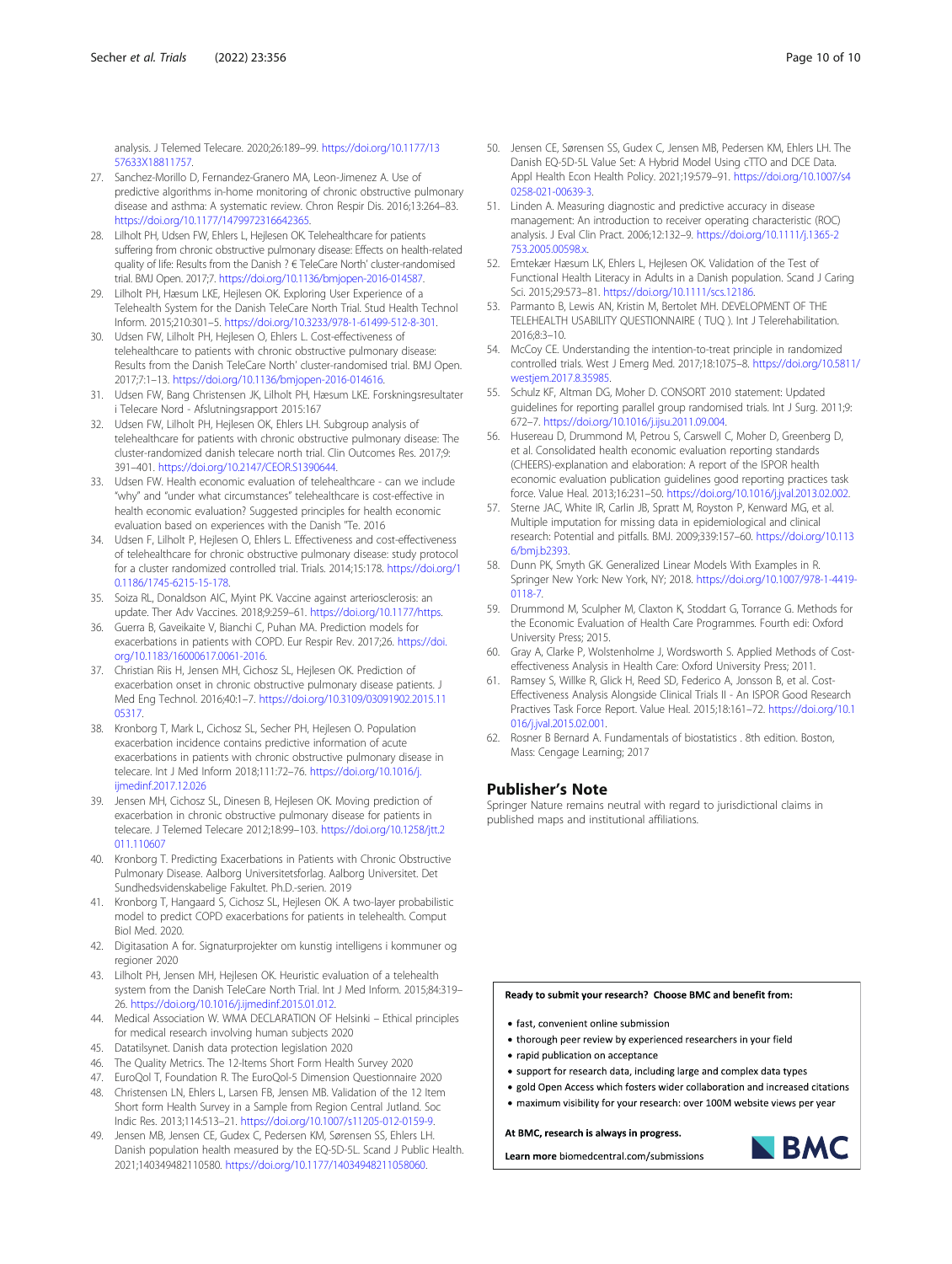analysis. J Telemed Telecare. 2020;26:189–99. https://doi.org/10.1177/1357633X18811757.

27. Sanchez-Morillo D, Fernandez-Granero MA, Leon-Jimenez A. Use of predictive algorithms in-home monitoring of chronic obstructive pulmonary disease and asthma: A systematic review. Chron Respir Dis. 2016;13:264–83. https://doi.org/10.1177/1479972316642365.
28. Lilholt PH, Udsen FW, Ehlers L, Hejlesen OK. Telehealthcare for patients suffering from chronic obstructive pulmonary disease: Effects on health-related quality of life: Results from the Danish ? € TeleCare North' cluster-randomised trial. BMJ Open. 2017;7. https://doi.org/10.1136/bmjopen-2016-014587.
29. Lilholt PH, Hæsum LKE, Hejlesen OK. Exploring User Experience of a Telehealth System for the Danish TeleCare North Trial. Stud Health Technol Inform. 2015;210:301–5. https://doi.org/10.3233/978-1-61499-512-8-301.
30. Udsen FW, Lilholt PH, Hejlesen O, Ehlers L. Cost-effectiveness of telehealthcare to patients with chronic obstructive pulmonary disease: Results from the Danish 'TeleCare North' cluster-randomised trial. BMJ Open. 2017;7:1–13. https://doi.org/10.1136/bmjopen-2016-014616.
31. Udsen FW, Bang Christensen JK, Lilholt PH, Hæsum LKE. Forskningsresultater i Telecare Nord - Afslutningsrapport 2015:167
32. Udsen FW, Lilholt PH, Hejlesen OK, Ehlers LH. Subgroup analysis of telehealthcare for patients with chronic obstructive pulmonary disease: The cluster-randomized danish telecare north trial. Clin Outcomes Res. 2017;9: 391–401. https://doi.org/10.2147/CEOR.S139064.
33. Udsen FW. Health economic evaluation of telehealthcare - can we include "why" and "under what circumstances" telehealthcare is cost-effective in health economic evaluation? Suggested principles for health economic evaluation based on experiences with the Danish "Te. 2016
34. Udsen F, Lilholt P, Hejlesen O, Ehlers L. Effectiveness and cost-effectiveness of telehealthcare for chronic obstructive pulmonary disease: study protocol for a cluster randomized controlled trial. Trials. 2014;15:178. https://doi.org/10.1186/1745-6215-15-178.
35. Soiza RL, Donaldson AIC, Myint PK. Vaccine against arteriosclerosis: an update. Ther Adv Vaccines. 2018;9:259–61. https://doi.org/10.1177/https.
36. Guerra B, Gaveikaite V, Bianchi C, Puhan MA. Prediction models for exacerbations in patients with COPD. Eur Respir Rev. 2017;26. https://doi.org/10.1183/16000617.0061-2016.
37. Christian Riis H, Jensen MH, Cichosz SL, Hejlesen OK. Prediction of exacerbation onset in chronic obstructive pulmonary disease patients. J Med Eng Technol. 2016;40:1–7. https://doi.org/10.3109/03091902.2015.1105317.
38. Kronborg T, Mark L, Cichosz SL, Secher PH, Hejlesen O. Population exacerbation incidence contains predictive information of acute exacerbations in patients with chronic obstructive pulmonary disease in telecare. Int J Med Inform 2018;111:72–76. https://doi.org/10.1016/j.ijmedinf.2017.12.026
39. Jensen MH, Cichosz SL, Dinesen B, Hejlesen OK. Moving prediction of exacerbation in chronic obstructive pulmonary disease for patients in telecare. J Telemed Telecare 2012;18:99–103. https://doi.org/10.1258/jtt.2011.110607
40. Kronborg T. Predicting Exacerbations in Patients with Chronic Obstructive Pulmonary Disease. Aalborg Universitetsforlag. Aalborg Universitet. Det Sundhedsvidenskabelige Fakultet. Ph.D.-serien. 2019
41. Kronborg T, Hangaard S, Cichosz SL, Hejlesen OK. A two-layer probabilistic model to predict COPD exacerbations for patients in telehealth. Comput Biol Med. 2020.
42. Digitasation A for. Signaturprojekter om kunstig intelligens i kommuner og regioner 2020
43. Lilholt PH, Jensen MH, Hejlesen OK. Heuristic evaluation of a telehealth system from the Danish TeleCare North Trial. Int J Med Inform. 2015;84:319–26. https://doi.org/10.1016/j.ijmedinf.2015.01.012.
44. Medical Association W. WMA DECLARATION OF Helsinki – Ethical principles for medical research involving human subjects 2020
45. Datatilsynet. Danish data protection legislation 2020
46. The Quality Metrics. The 12-Items Short Form Health Survey 2020
47. EuroQol T, Foundation R. The EuroQol-5 Dimension Questionnaire 2020
48. Christensen LN, Ehlers L, Larsen FB, Jensen MB. Validation of the 12 Item Short form Health Survey in a Sample from Region Central Jutland. Soc Indic Res. 2013;114:513–21. https://doi.org/10.1007/s11205-012-0159-9.
49. Jensen MB, Jensen CE, Gudex C, Pedersen KM, Sørensen SS, Ehlers LH. Danish population health measured by the EQ-5D-5L. Scand J Public Health. 2021;140349482110580. https://doi.org/10.1177/14034948211058060.
50. Jensen CE, Sørensen SS, Gudex C, Jensen MB, Pedersen KM, Ehlers LH. The Danish EQ-5D-5L Value Set: A Hybrid Model Using cTTO and DCE Data. Appl Health Econ Health Policy. 2021;19:579–91. https://doi.org/10.1007/s40258-021-00639-3.
51. Linden A. Measuring diagnostic and predictive accuracy in disease management: An introduction to receiver operating characteristic (ROC) analysis. J Eval Clin Pract. 2006;12:132–9. https://doi.org/10.1111/j.1365-2753.2005.00598.x.
52. Emtekær Hæsum LK, Ehlers L, Hejlesen OK. Validation of the Test of Functional Health Literacy in Adults in a Danish population. Scand J Caring Sci. 2015;29:573–81. https://doi.org/10.1111/scs.12186.
53. Parmanto B, Lewis AN, Kristin M, Bertolet MH. DEVELOPMENT OF THE TELEHEALTH USABILITY QUESTIONNAIRE ( TUQ ). Int J Telerehabilitation. 2016;8:3–10.
54. McCoy CE. Understanding the intention-to-treat principle in randomized controlled trials. West J Emerg Med. 2017;18:1075–8. https://doi.org/10.5811/westjem.2017.8.35985.
55. Schulz KF, Altman DG, Moher D. CONSORT 2010 statement: Updated guidelines for reporting parallel group randomised trials. Int J Surg. 2011;9: 672–7. https://doi.org/10.1016/j.ijsu.2011.09.004.
56. Husereau D, Drummond M, Petrou S, Carswell C, Moher D, Greenberg D, et al. Consolidated health economic evaluation reporting standards (CHEERS)-explanation and elaboration: A report of the ISPOR health economic evaluation publication guidelines good reporting practices task force. Value Heal. 2013;16:231–50. https://doi.org/10.1016/j.jval.2013.02.002.
57. Sterne JAC, White IR, Carlin JB, Spratt M, Royston P, Kenward MG, et al. Multiple imputation for missing data in epidemiological and clinical research: Potential and pitfalls. BMJ. 2009;339:157–60. https://doi.org/10.1136/bmj.b2393.
58. Dunn PK, Smyth GK. Generalized Linear Models With Examples in R. Springer New York: New York, NY; 2018. https://doi.org/10.1007/978-1-4419-0118-7.
59. Drummond M, Sculpher M, Claxton K, Stoddart G, Torrance G. Methods for the Economic Evaluation of Health Care Programmes. Fourth edi: Oxford University Press; 2015.
60. Gray A, Clarke P, Wolstenholme J, Wordsworth S. Applied Methods of Cost-effectiveness Analysis in Health Care: Oxford University Press; 2011.
61. Ramsey S, Willke R, Glick H, Reed SD, Federico A, Jonsson B, et al. Cost-Effectiveness Analysis Alongside Clinical Trials II - An ISPOR Good Research Practives Task Force Report. Value Heal. 2015;18:161–72. https://doi.org/10.1016/j.jval.2015.02.001.
62. Rosner B Bernard A. Fundamentals of biostatistics . 8th edition. Boston, Mass: Cengage Learning; 2017

## Publisher's Note

Springer Nature remains neutral with regard to jurisdictional claims in published maps and institutional affiliations.

**Ready to submit your research? Choose BMC and benefit from:**

- fast, convenient online submission
- thorough peer review by experienced researchers in your field
- rapid publication on acceptance
- support for research data, including large and complex data types
- gold Open Access which fosters wider collaboration and increased citations
- maximum visibility for your research: over 100M website views per year

**At BMC, research is always in progress.**

**Learn more** biomedcentral.com/submissions

BMC